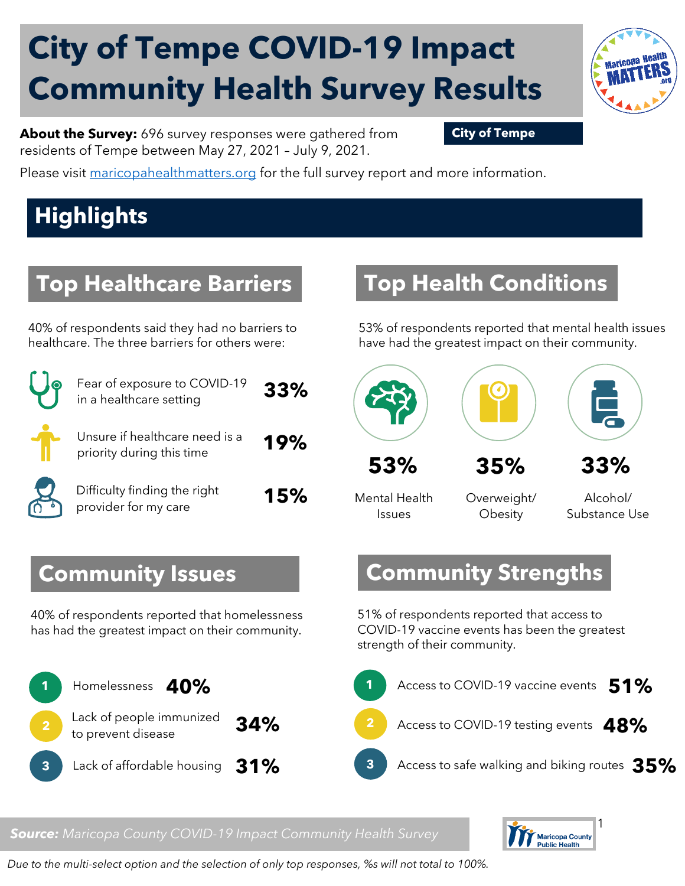# City of Tempe COVID-19 Impact Community Health Survey Results

**About the Survey:** 696 survey responses were gathered from residents of Tempe between May 27, 2021 – July 9, 2021.

City of Tempe

Please visit maricopahealthmatters.org for the full survey report and more information.

## Highlights

### Top Healthcare Barriers

40% of respondents said they had no barriers to healthcare. The three barriers for others were:

- Fear of exposure to COVID-19 in a healthcare setting **33%**
- Unsure if healthcare need is a priority during this time **19%**
- Difficulty finding the right provider for my care **15%**

### Top Health Conditions

53% of respondents reported that mental health issues have had the greatest impact on their community.

- **53%** Mental Health Issues
- **35%** Overweight/ Obesity
- **33%** Alcohol/ Substance Use

### Community Issues

40% of respondents reported that homelessness has had the greatest impact on their community.

1. Homelessness **40%**
2. Lack of people immunized to prevent disease **34%**
3. Lack of affordable housing **31%**

### Community Strengths

51% of respondents reported that access to COVID-19 vaccine events has been the greatest strength of their community.

1. Access to COVID-19 vaccine events **51%**
2. Access to COVID-19 testing events **48%**
3. Access to safe walking and biking routes **35%**

***Source:*** *Maricopa County COVID-19 Impact Community Health Survey*

Maricopa County Public Health

*Due to the multi-select option and the selection of only top responses, %s will not total to 100%.*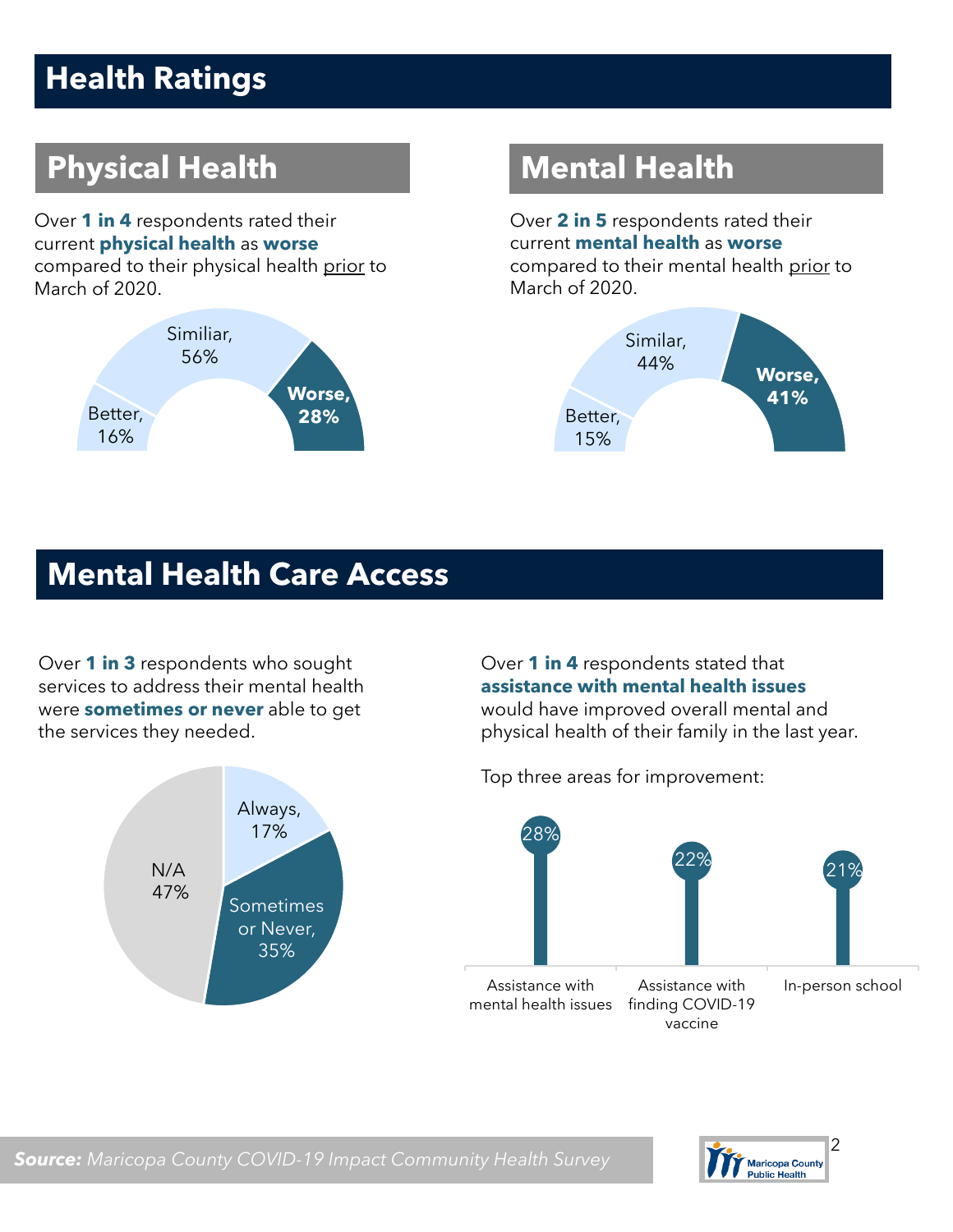# Health Ratings

## Physical Health

Over **1 in 4** respondents rated their current **physical health** as **worse** compared to their physical health prior to March of 2020.

Similiar, 56%

Better, 16%

**Worse, 28%**

## Mental Health

Over **2 in 5** respondents rated their current **mental health** as **worse** compared to their mental health prior to March of 2020.

Similar, 44%

Better, 15%

**Worse, 41%**

# Mental Health Care Access

Over **1 in 3** respondents who sought services to address their mental health were **sometimes or never** able to get the services they needed.

Always, 17%

Sometimes or Never, 35%

N/A 47%

Over **1 in 4** respondents stated that **assistance with mental health issues** would have improved overall mental and physical health of their family in the last year.

Top three areas for improvement:

28% Assistance with mental health issues

22% Assistance with finding COVID-19 vaccine

21% In-person school

***Source:*** *Maricopa County COVID-19 Impact Community Health Survey*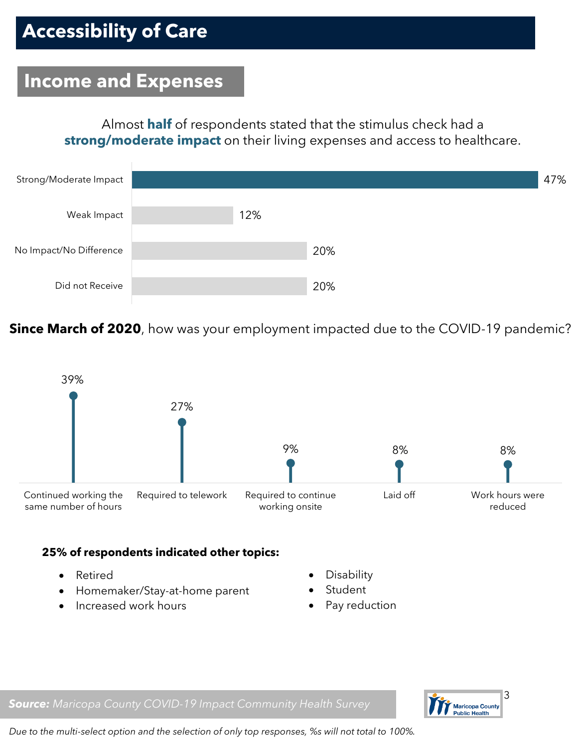# Accessibility of Care

## Income and Expenses

Almost **half** of respondents stated that the stimulus check had a **strong/moderate impact** on their living expenses and access to healthcare.

| Response | % |
| --- | --- |
| Strong/Moderate Impact | 47% |
| Weak Impact | 12% |
| No Impact/No Difference | 20% |
| Did not Receive | 20% |

**Since March of 2020**, how was your employment impacted due to the COVID-19 pandemic?

| Response | % |
| --- | --- |
| Continued working the same number of hours | 39% |
| Required to telework | 27% |
| Required to continue working onsite | 9% |
| Laid off | 8% |
| Work hours were reduced | 8% |

**25% of respondents indicated other topics:**

- Retired
- Homemaker/Stay-at-home parent
- Increased work hours
- Disability
- Student
- Pay reduction

***Source:*** *Maricopa County COVID-19 Impact Community Health Survey*

*Due to the multi-select option and the selection of only top responses, %s will not total to 100%.*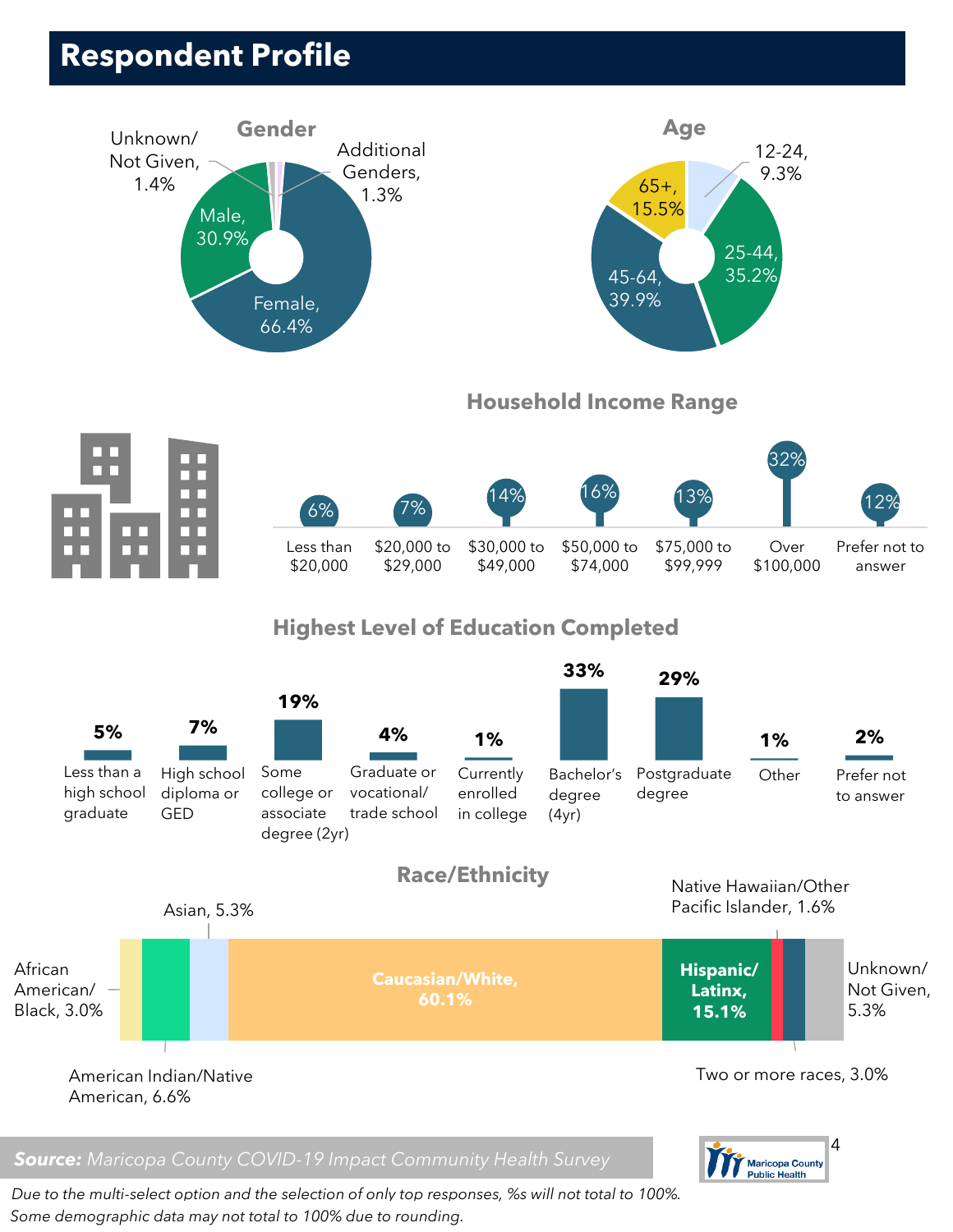# Respondent Profile

## Gender

Female, 66.4%
Male, 30.9%
Unknown/ Not Given, 1.4%
Additional Genders, 1.3%

## Age

12-24, 9.3%
25-44, 35.2%
45-64, 39.9%
65+, 15.5%

## Household Income Range

Less than $20,000: 6%
$20,000 to $29,000: 7%
$30,000 to $49,000: 14%
$50,000 to $74,000: 16%
$75,000 to $99,999: 13%
Over $100,000: 32%
Prefer not to answer: 12%

## Highest Level of Education Completed

Less than a high school graduate: 5%
High school diploma or GED: 7%
Some college or associate degree (2yr): 19%
Graduate or vocational/ trade school: 4%
Currently enrolled in college: 1%
Bachelor's degree (4yr): 33%
Postgraduate degree: 29%
Other: 1%
Prefer not to answer: 2%

## Race/Ethnicity

African American/ Black, 3.0%
American Indian/Native American, 6.6%
Asian, 5.3%
Caucasian/White, 60.1%
Hispanic/ Latinx, 15.1%
Native Hawaiian/Other Pacific Islander, 1.6%
Two or more races, 3.0%
Unknown/ Not Given, 5.3%

***Source:*** *Maricopa County COVID-19 Impact Community Health Survey*

*Due to the multi-select option and the selection of only top responses, %s will not total to 100%. Some demographic data may not total to 100% due to rounding.*